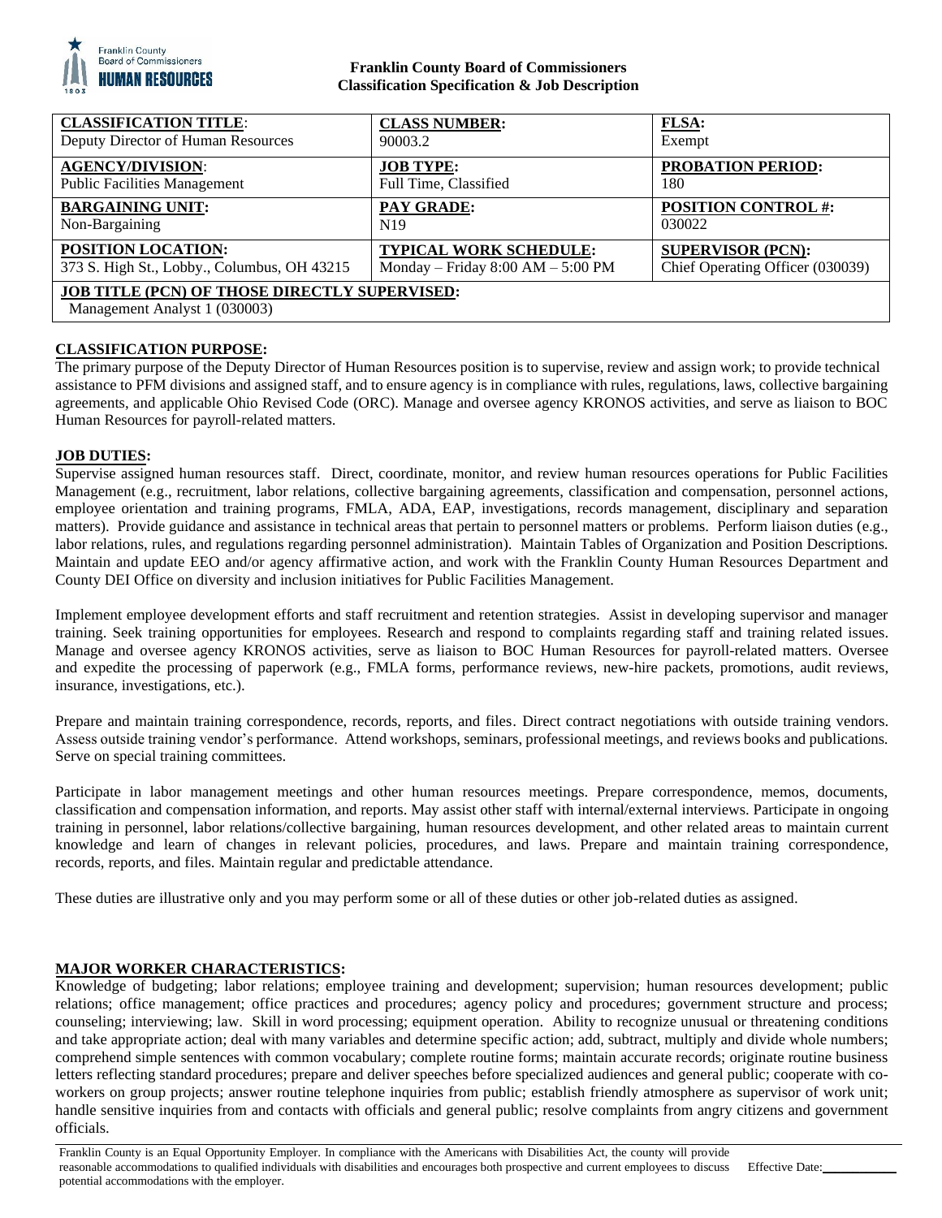# Franklin County Board of Commissioners
## Classification Specification & Job Description

| **CLASSIFICATION TITLE**: | **CLASS NUMBER:** | **FLSA:** |
|---|---|---|
| Deputy Director of Human Resources | 90003.2 | Exempt |
| **AGENCY/DIVISION**: | **JOB TYPE:** | **PROBATION PERIOD:** |
| Public Facilities Management | Full Time, Classified | 180 |
| **BARGAINING UNIT:** | **PAY GRADE:** | **POSITION CONTROL #:** |
| Non-Bargaining | N19 | 030022 |
| **POSITION LOCATION:** | **TYPICAL WORK SCHEDULE:** | **SUPERVISOR (PCN):** |
| 373 S. High St., Lobby., Columbus, OH 43215 | Monday – Friday 8:00 AM – 5:00 PM | Chief Operating Officer (030039) |
| **JOB TITLE (PCN) OF THOSE DIRECTLY SUPERVISED:** | | |
| Management Analyst 1 (030003) | | |

**CLASSIFICATION PURPOSE:**

The primary purpose of the Deputy Director of Human Resources position is to supervise, review and assign work; to provide technical assistance to PFM divisions and assigned staff, and to ensure agency is in compliance with rules, regulations, laws, collective bargaining agreements, and applicable Ohio Revised Code (ORC). Manage and oversee agency KRONOS activities, and serve as liaison to BOC Human Resources for payroll-related matters.

**JOB DUTIES:**

Supervise assigned human resources staff. Direct, coordinate, monitor, and review human resources operations for Public Facilities Management (e.g., recruitment, labor relations, collective bargaining agreements, classification and compensation, personnel actions, employee orientation and training programs, FMLA, ADA, EAP, investigations, records management, disciplinary and separation matters). Provide guidance and assistance in technical areas that pertain to personnel matters or problems. Perform liaison duties (e.g., labor relations, rules, and regulations regarding personnel administration). Maintain Tables of Organization and Position Descriptions. Maintain and update EEO and/or agency affirmative action, and work with the Franklin County Human Resources Department and County DEI Office on diversity and inclusion initiatives for Public Facilities Management.

Implement employee development efforts and staff recruitment and retention strategies. Assist in developing supervisor and manager training. Seek training opportunities for employees. Research and respond to complaints regarding staff and training related issues. Manage and oversee agency KRONOS activities, serve as liaison to BOC Human Resources for payroll-related matters. Oversee and expedite the processing of paperwork (e.g., FMLA forms, performance reviews, new-hire packets, promotions, audit reviews, insurance, investigations, etc.).

Prepare and maintain training correspondence, records, reports, and files. Direct contract negotiations with outside training vendors. Assess outside training vendor's performance. Attend workshops, seminars, professional meetings, and reviews books and publications. Serve on special training committees.

Participate in labor management meetings and other human resources meetings. Prepare correspondence, memos, documents, classification and compensation information, and reports. May assist other staff with internal/external interviews. Participate in ongoing training in personnel, labor relations/collective bargaining, human resources development, and other related areas to maintain current knowledge and learn of changes in relevant policies, procedures, and laws. Prepare and maintain training correspondence, records, reports, and files. Maintain regular and predictable attendance.

These duties are illustrative only and you may perform some or all of these duties or other job-related duties as assigned.

**MAJOR WORKER CHARACTERISTICS:**

Knowledge of budgeting; labor relations; employee training and development; supervision; human resources development; public relations; office management; office practices and procedures; agency policy and procedures; government structure and process; counseling; interviewing; law. Skill in word processing; equipment operation. Ability to recognize unusual or threatening conditions and take appropriate action; deal with many variables and determine specific action; add, subtract, multiply and divide whole numbers; comprehend simple sentences with common vocabulary; complete routine forms; maintain accurate records; originate routine business letters reflecting standard procedures; prepare and deliver speeches before specialized audiences and general public; cooperate with co-workers on group projects; answer routine telephone inquiries from public; establish friendly atmosphere as supervisor of work unit; handle sensitive inquiries from and contacts with officials and general public; resolve complaints from angry citizens and government officials.

Franklin County is an Equal Opportunity Employer. In compliance with the Americans with Disabilities Act, the county will provide reasonable accommodations to qualified individuals with disabilities and encourages both prospective and current employees to discuss potential accommodations with the employer. Effective Date:___________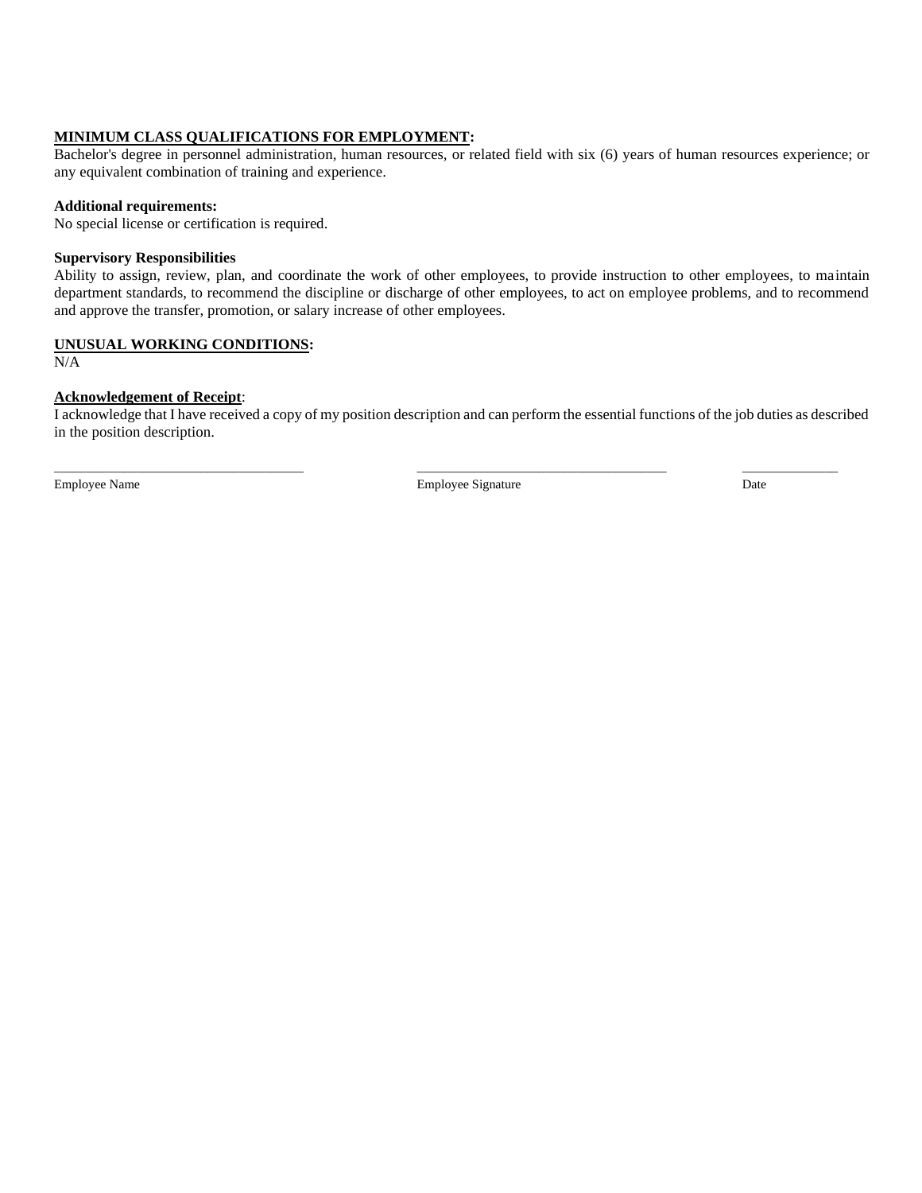**MINIMUM CLASS QUALIFICATIONS FOR EMPLOYMENT:**

Bachelor's degree in personnel administration, human resources, or related field with six (6) years of human resources experience; or any equivalent combination of training and experience.

**Additional requirements:**

No special license or certification is required.

**Supervisory Responsibilities**

Ability to assign, review, plan, and coordinate the work of other employees, to provide instruction to other employees, to maintain department standards, to recommend the discipline or discharge of other employees, to act on employee problems, and to recommend and approve the transfer, promotion, or salary increase of other employees.

**UNUSUAL WORKING CONDITIONS:**

N/A

**Acknowledgement of Receipt**:

I acknowledge that I have received a copy of my position description and can perform the essential functions of the job duties as described in the position description.

| | | |
|---|---|---|
| ___________________________________ | ___________________________________ | ______________ |
| Employee Name | Employee Signature | Date |